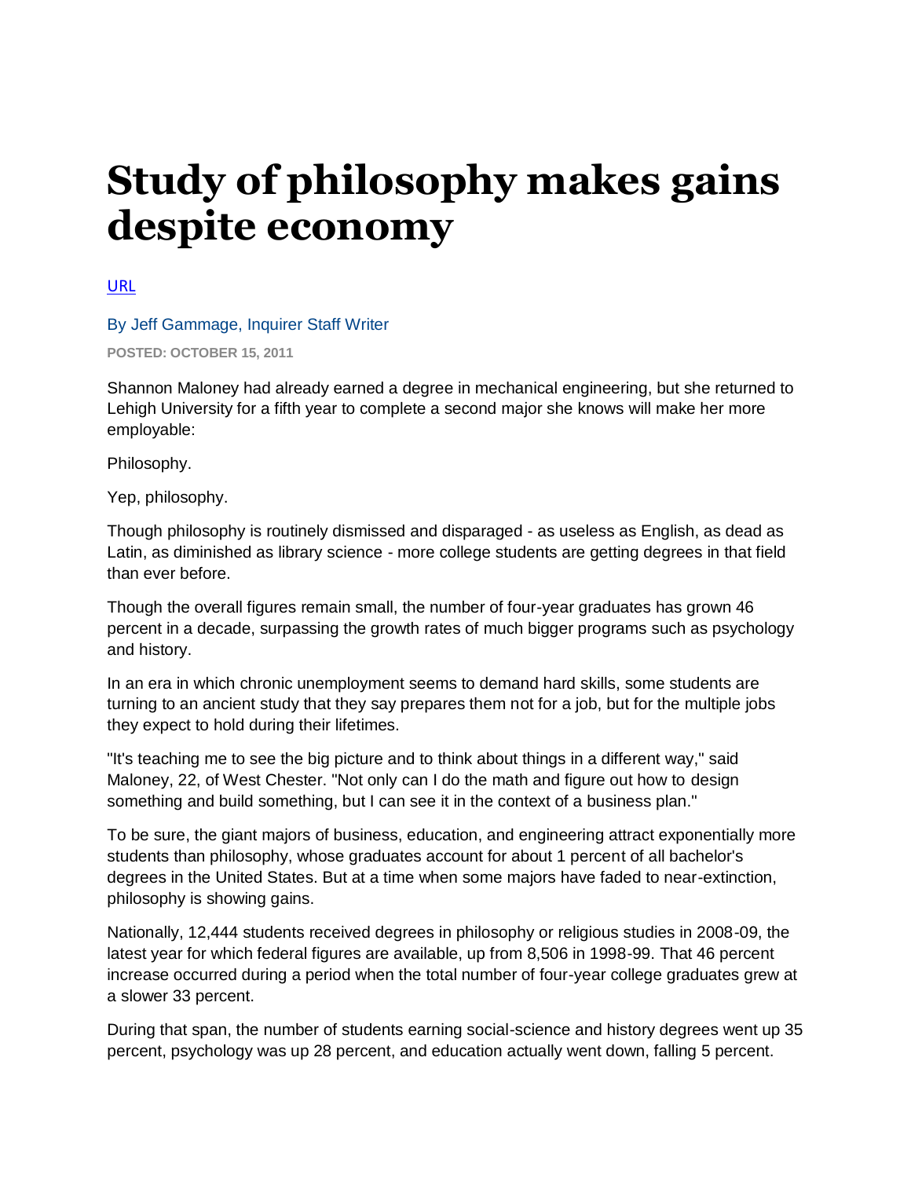# Study of philosophy makes gains despite economy

URL

By Jeff Gammage, Inquirer Staff Writer

POSTED: OCTOBER 15, 2011

Shannon Maloney had already earned a degree in mechanical engineering, but she returned to Lehigh University for a fifth year to complete a second major she knows will make her more employable:

Philosophy.

Yep, philosophy.

Though philosophy is routinely dismissed and disparaged - as useless as English, as dead as Latin, as diminished as library science - more college students are getting degrees in that field than ever before.

Though the overall figures remain small, the number of four-year graduates has grown 46 percent in a decade, surpassing the growth rates of much bigger programs such as psychology and history.

In an era in which chronic unemployment seems to demand hard skills, some students are turning to an ancient study that they say prepares them not for a job, but for the multiple jobs they expect to hold during their lifetimes.

"It's teaching me to see the big picture and to think about things in a different way," said Maloney, 22, of West Chester. "Not only can I do the math and figure out how to design something and build something, but I can see it in the context of a business plan."

To be sure, the giant majors of business, education, and engineering attract exponentially more students than philosophy, whose graduates account for about 1 percent of all bachelor's degrees in the United States. But at a time when some majors have faded to near-extinction, philosophy is showing gains.

Nationally, 12,444 students received degrees in philosophy or religious studies in 2008-09, the latest year for which federal figures are available, up from 8,506 in 1998-99. That 46 percent increase occurred during a period when the total number of four-year college graduates grew at a slower 33 percent.

During that span, the number of students earning social-science and history degrees went up 35 percent, psychology was up 28 percent, and education actually went down, falling 5 percent.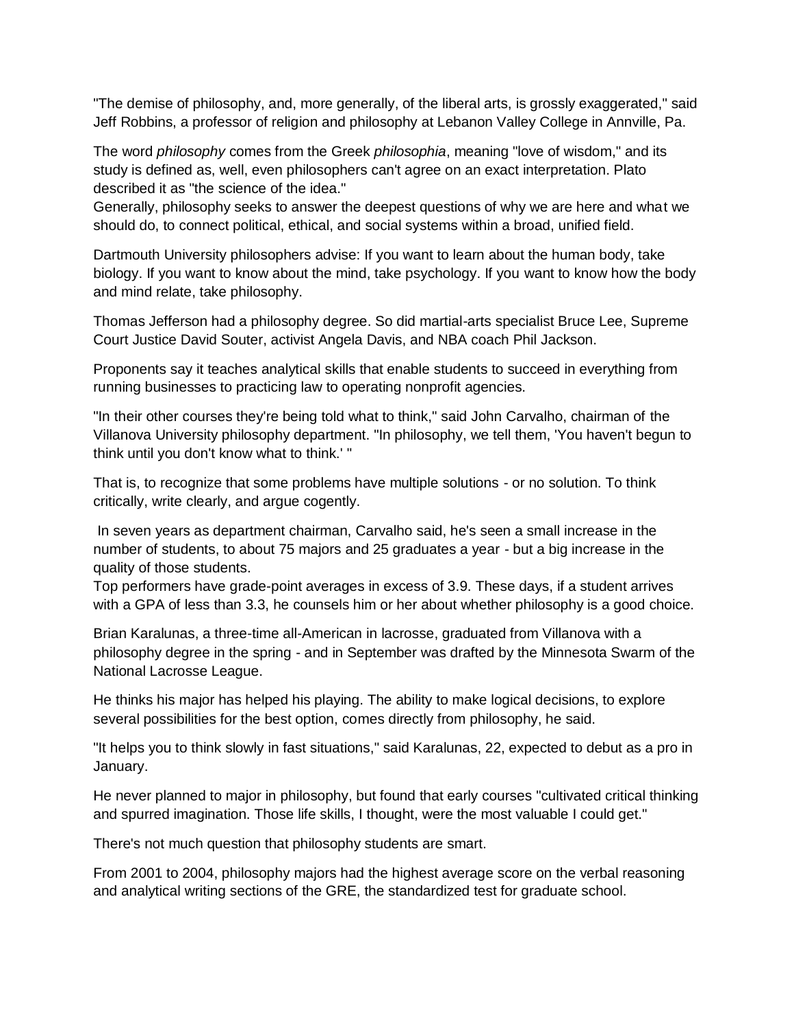"The demise of philosophy, and, more generally, of the liberal arts, is grossly exaggerated," said Jeff Robbins, a professor of religion and philosophy at Lebanon Valley College in Annville, Pa.

The word *philosophy* comes from the Greek *philosophia*, meaning "love of wisdom," and its study is defined as, well, even philosophers can't agree on an exact interpretation. Plato described it as "the science of the idea."
Generally, philosophy seeks to answer the deepest questions of why we are here and what we should do, to connect political, ethical, and social systems within a broad, unified field.

Dartmouth University philosophers advise: If you want to learn about the human body, take biology. If you want to know about the mind, take psychology. If you want to know how the body and mind relate, take philosophy.

Thomas Jefferson had a philosophy degree. So did martial-arts specialist Bruce Lee, Supreme Court Justice David Souter, activist Angela Davis, and NBA coach Phil Jackson.

Proponents say it teaches analytical skills that enable students to succeed in everything from running businesses to practicing law to operating nonprofit agencies.

"In their other courses they're being told what to think," said John Carvalho, chairman of the Villanova University philosophy department. "In philosophy, we tell them, 'You haven't begun to think until you don't know what to think.' "

That is, to recognize that some problems have multiple solutions - or no solution. To think critically, write clearly, and argue cogently.

In seven years as department chairman, Carvalho said, he's seen a small increase in the number of students, to about 75 majors and 25 graduates a year - but a big increase in the quality of those students.
Top performers have grade-point averages in excess of 3.9. These days, if a student arrives with a GPA of less than 3.3, he counsels him or her about whether philosophy is a good choice.

Brian Karalunas, a three-time all-American in lacrosse, graduated from Villanova with a philosophy degree in the spring - and in September was drafted by the Minnesota Swarm of the National Lacrosse League.

He thinks his major has helped his playing. The ability to make logical decisions, to explore several possibilities for the best option, comes directly from philosophy, he said.

"It helps you to think slowly in fast situations," said Karalunas, 22, expected to debut as a pro in January.

He never planned to major in philosophy, but found that early courses "cultivated critical thinking and spurred imagination. Those life skills, I thought, were the most valuable I could get."

There's not much question that philosophy students are smart.

From 2001 to 2004, philosophy majors had the highest average score on the verbal reasoning and analytical writing sections of the GRE, the standardized test for graduate school.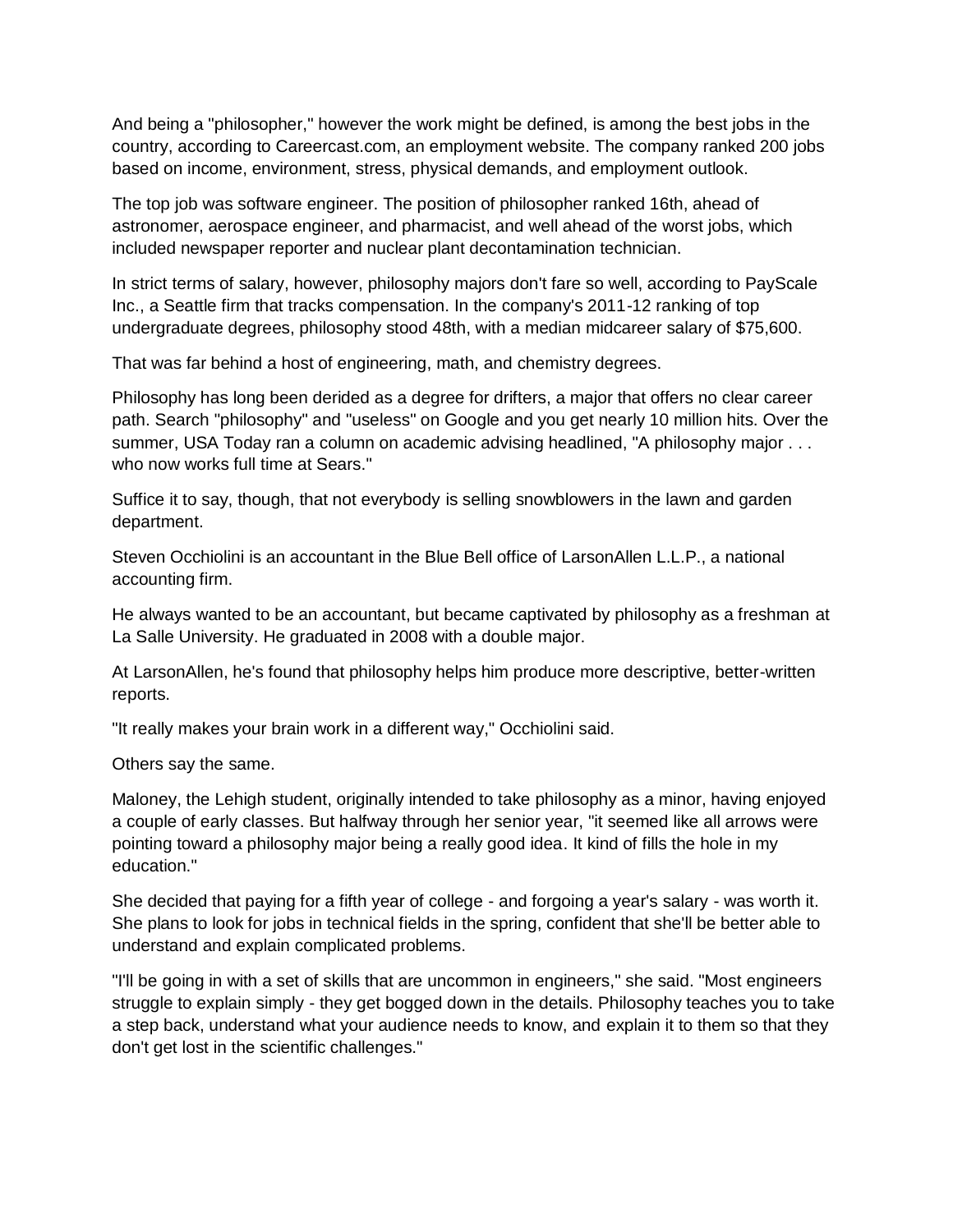And being a "philosopher," however the work might be defined, is among the best jobs in the country, according to Careercast.com, an employment website. The company ranked 200 jobs based on income, environment, stress, physical demands, and employment outlook.

The top job was software engineer. The position of philosopher ranked 16th, ahead of astronomer, aerospace engineer, and pharmacist, and well ahead of the worst jobs, which included newspaper reporter and nuclear plant decontamination technician.

In strict terms of salary, however, philosophy majors don't fare so well, according to PayScale Inc., a Seattle firm that tracks compensation. In the company's 2011-12 ranking of top undergraduate degrees, philosophy stood 48th, with a median midcareer salary of $75,600.

That was far behind a host of engineering, math, and chemistry degrees.

Philosophy has long been derided as a degree for drifters, a major that offers no clear career path. Search "philosophy" and "useless" on Google and you get nearly 10 million hits. Over the summer, USA Today ran a column on academic advising headlined, "A philosophy major . . . who now works full time at Sears."

Suffice it to say, though, that not everybody is selling snowblowers in the lawn and garden department.

Steven Occhiolini is an accountant in the Blue Bell office of LarsonAllen L.L.P., a national accounting firm.

He always wanted to be an accountant, but became captivated by philosophy as a freshman at La Salle University. He graduated in 2008 with a double major.

At LarsonAllen, he's found that philosophy helps him produce more descriptive, better-written reports.

"It really makes your brain work in a different way," Occhiolini said.

Others say the same.

Maloney, the Lehigh student, originally intended to take philosophy as a minor, having enjoyed a couple of early classes. But halfway through her senior year, "it seemed like all arrows were pointing toward a philosophy major being a really good idea. It kind of fills the hole in my education."

She decided that paying for a fifth year of college - and forgoing a year's salary - was worth it. She plans to look for jobs in technical fields in the spring, confident that she'll be better able to understand and explain complicated problems.

"I'll be going in with a set of skills that are uncommon in engineers," she said. "Most engineers struggle to explain simply - they get bogged down in the details. Philosophy teaches you to take a step back, understand what your audience needs to know, and explain it to them so that they don't get lost in the scientific challenges."